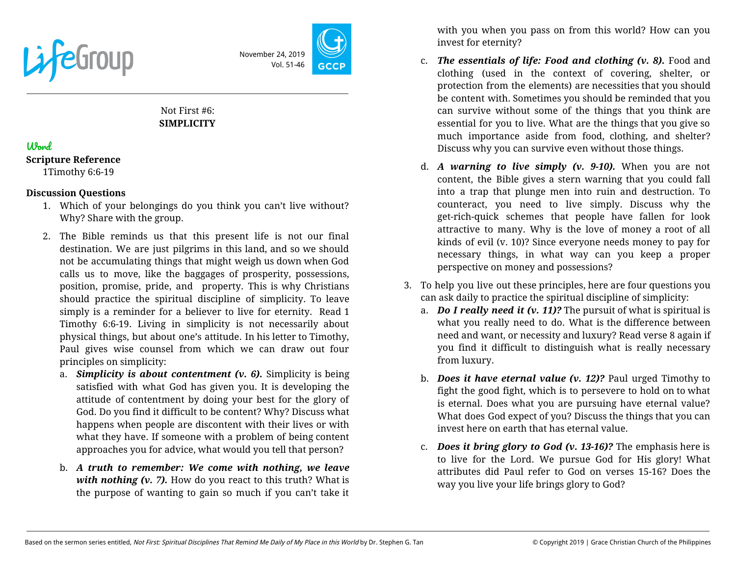LifeGroup

November 24, 2019
Vol. 51-46

GCCP

Not First #6:
**SIMPLICITY**

### Word

**Scripture Reference**
1Timothy 6:6-19

**Discussion Questions**

1. Which of your belongings do you think you can't live without? Why? Share with the group.
2. The Bible reminds us that this present life is not our final destination. We are just pilgrims in this land, and so we should not be accumulating things that might weigh us down when God calls us to move, like the baggages of prosperity, possessions, position, promise, pride, and property. This is why Christians should practice the spiritual discipline of simplicity. To leave simply is a reminder for a believer to live for eternity. Read 1 Timothy 6:6-19. Living in simplicity is not necessarily about physical things, but about one's attitude. In his letter to Timothy, Paul gives wise counsel from which we can draw out four principles on simplicity:
   a. ***Simplicity is about contentment (v. 6).*** Simplicity is being satisfied with what God has given you. It is developing the attitude of contentment by doing your best for the glory of God. Do you find it difficult to be content? Why? Discuss what happens when people are discontent with their lives or with what they have. If someone with a problem of being content approaches you for advice, what would you tell that person?

   b. ***A truth to remember: We come with nothing, we leave with nothing (v. 7).*** How do you react to this truth? What is the purpose of wanting to gain so much if you can't take it with you when you pass on from this world? How can you invest for eternity?

   c. ***The essentials of life: Food and clothing (v. 8).*** Food and clothing (used in the context of covering, shelter, or protection from the elements) are necessities that you should be content with. Sometimes you should be reminded that you can survive without some of the things that you think are essential for you to live. What are the things that you give so much importance aside from food, clothing, and shelter? Discuss why you can survive even without those things.

   d. ***A warning to live simply (v. 9-10).*** When you are not content, the Bible gives a stern warning that you could fall into a trap that plunge men into ruin and destruction. To counteract, you need to live simply. Discuss why the get-rich-quick schemes that people have fallen for look attractive to many. Why is the love of money a root of all kinds of evil (v. 10)? Since everyone needs money to pay for necessary things, in what way can you keep a proper perspective on money and possessions?
3. To help you live out these principles, here are four questions you can ask daily to practice the spiritual discipline of simplicity:
   a. ***Do I really need it (v. 11)?*** The pursuit of what is spiritual is what you really need to do. What is the difference between need and want, or necessity and luxury? Read verse 8 again if you find it difficult to distinguish what is really necessary from luxury.

   b. ***Does it have eternal value (v. 12)?*** Paul urged Timothy to fight the good fight, which is to persevere to hold on to what is eternal. Does what you are pursuing have eternal value? What does God expect of you? Discuss the things that you can invest here on earth that has eternal value.

   c. ***Does it bring glory to God (v. 13-16)?*** The emphasis here is to live for the Lord. We pursue God for His glory! What attributes did Paul refer to God on verses 15-16? Does the way you live your life brings glory to God?

Based on the sermon series entitled, *Not First: Spiritual Disciplines That Remind Me Daily of My Place in this World* by Dr. Stephen G. Tan

© Copyright 2019 | Grace Christian Church of the Philippines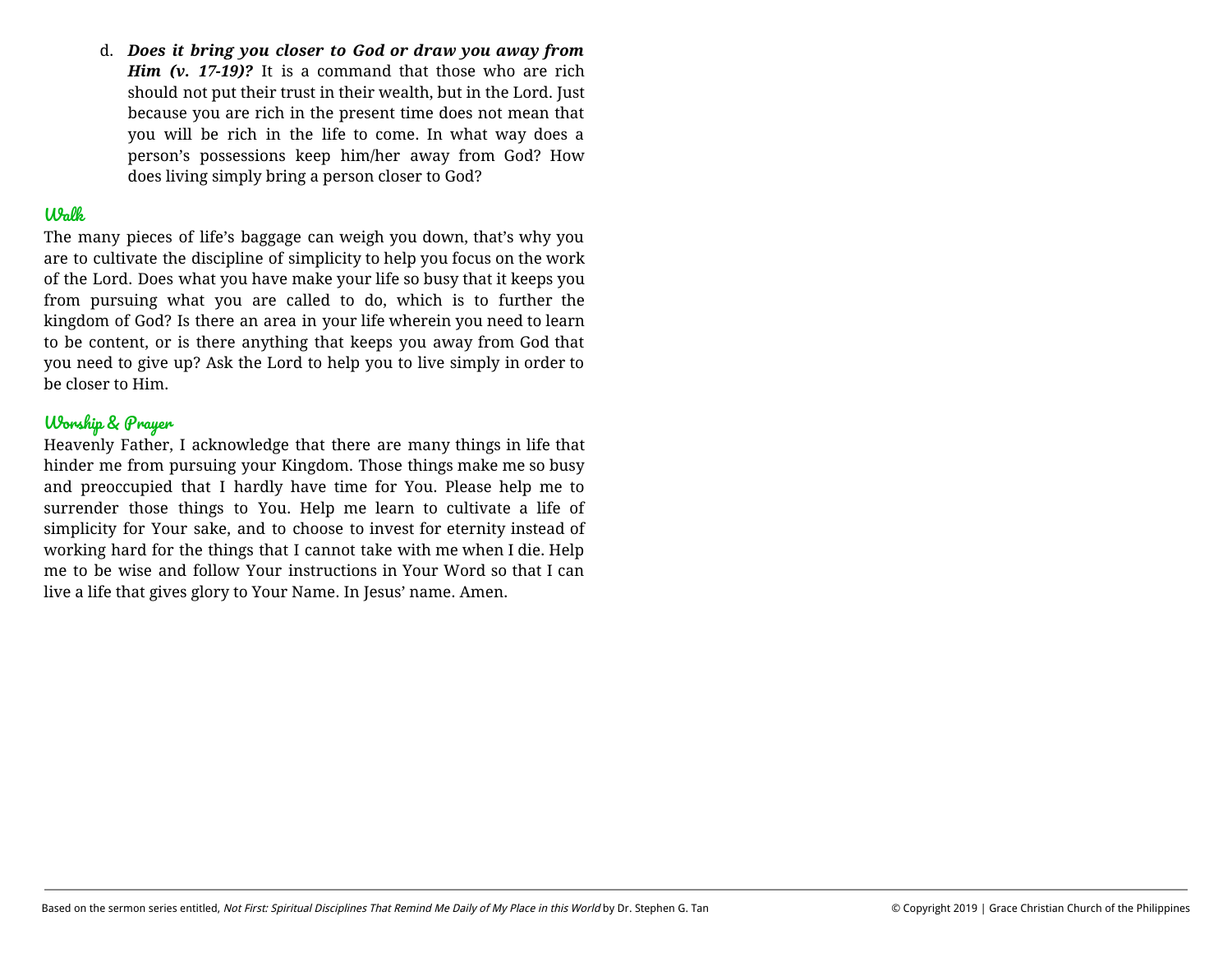d. ***Does it bring you closer to God or draw you away from Him (v. 17-19)?*** It is a command that those who are rich should not put their trust in their wealth, but in the Lord. Just because you are rich in the present time does not mean that you will be rich in the life to come. In what way does a person's possessions keep him/her away from God? How does living simply bring a person closer to God?

## Walk

The many pieces of life's baggage can weigh you down, that's why you are to cultivate the discipline of simplicity to help you focus on the work of the Lord. Does what you have make your life so busy that it keeps you from pursuing what you are called to do, which is to further the kingdom of God? Is there an area in your life wherein you need to learn to be content, or is there anything that keeps you away from God that you need to give up? Ask the Lord to help you to live simply in order to be closer to Him.

## Worship & Prayer

Heavenly Father, I acknowledge that there are many things in life that hinder me from pursuing your Kingdom. Those things make me so busy and preoccupied that I hardly have time for You. Please help me to surrender those things to You. Help me learn to cultivate a life of simplicity for Your sake, and to choose to invest for eternity instead of working hard for the things that I cannot take with me when I die. Help me to be wise and follow Your instructions in Your Word so that I can live a life that gives glory to Your Name. In Jesus' name. Amen.